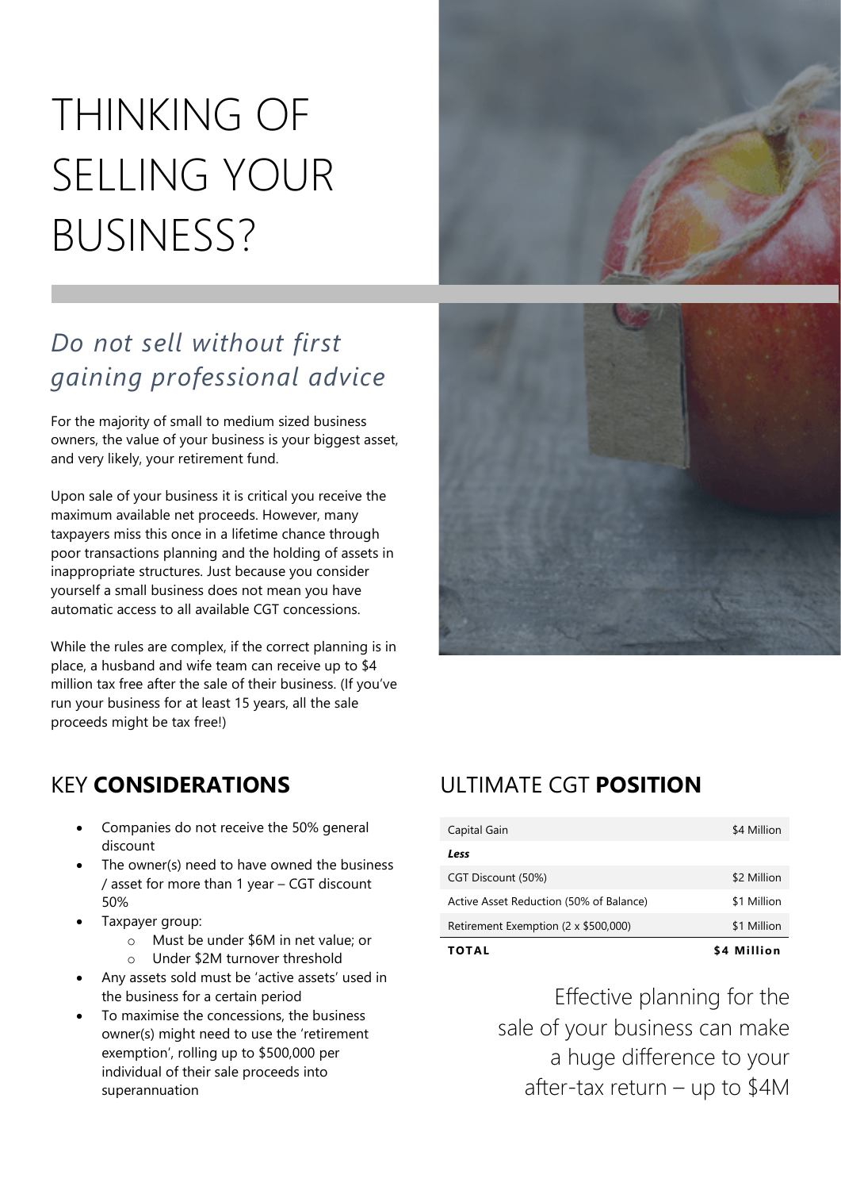# THINKING OF SELLING YOUR BUSINESS?

## *Do not sell without first gaining professional advice*

For the majority of small to medium sized business owners, the value of your business is your biggest asset, and very likely, your retirement fund.

Upon sale of your business it is critical you receive the maximum available net proceeds. However, many taxpayers miss this once in a lifetime chance through poor transactions planning and the holding of assets in inappropriate structures. Just because you consider yourself a small business does not mean you have automatic access to all available CGT concessions.

While the rules are complex, if the correct planning is in place, a husband and wife team can receive up to $4 million tax free after the sale of their business. (If you've run your business for at least 15 years, all the sale proceeds might be tax free!)

## KEY **CONSIDERATIONS**

- Companies do not receive the 50% general discount
- The owner(s) need to have owned the business / asset for more than 1 year – CGT discount 50%
- Taxpayer group:
  - Must be under $6M in net value; or
  - Under $2M turnover threshold
- Any assets sold must be 'active assets' used in the business for a certain period
- To maximise the concessions, the business owner(s) might need to use the 'retirement exemption', rolling up to $500,000 per individual of their sale proceeds into superannuation

## ULTIMATE CGT **POSITION**

| | |
|---|---|
| Capital Gain | $4 Million |
| ***Less*** | |
| CGT Discount (50%) | $2 Million |
| Active Asset Reduction (50% of Balance) | $1 Million |
| Retirement Exemption (2 x $500,000) | $1 Million |
| **TOTAL** | **$4 Million** |

Effective planning for the sale of your business can make a huge difference to your after-tax return – up to $4M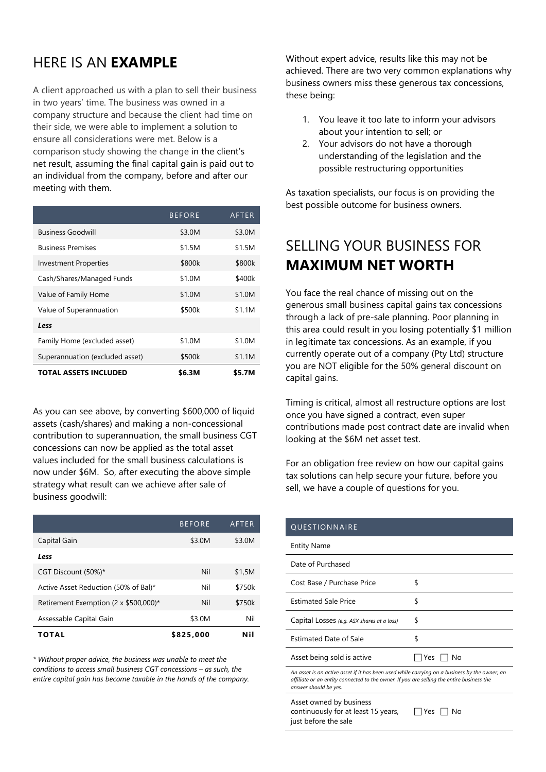## HERE IS AN **EXAMPLE**

A client approached us with a plan to sell their business in two years' time. The business was owned in a company structure and because the client had time on their side, we were able to implement a solution to ensure all considerations were met. Below is a comparison study showing the change in the client's net result, assuming the final capital gain is paid out to an individual from the company, before and after our meeting with them.

| | BEFORE | AFTER |
|---|---|---|
| Business Goodwill | \$3.0M | \$3.0M |
| Business Premises | \$1.5M | \$1.5M |
| Investment Properties | \$800k | \$800k |
| Cash/Shares/Managed Funds | \$1.0M | \$400k |
| Value of Family Home | \$1.0M | \$1.0M |
| Value of Superannuation | \$500k | \$1.1M |
| ***Less*** | | |
| Family Home (excluded asset) | \$1.0M | \$1.0M |
| Superannuation (excluded asset) | \$500k | \$1.1M |
| **TOTAL ASSETS INCLUDED** | **\$6.3M** | **\$5.7M** |

As you can see above, by converting \$600,000 of liquid assets (cash/shares) and making a non-concessional contribution to superannuation, the small business CGT concessions can now be applied as the total asset values included for the small business calculations is now under \$6M. So, after executing the above simple strategy what result can we achieve after sale of business goodwill:

| | BEFORE | AFTER |
|---|---|---|
| Capital Gain | \$3.0M | \$3.0M |
| ***Less*** | | |
| CGT Discount (50%)* | Nil | \$1,5M |
| Active Asset Reduction (50% of Bal)* | Nil | \$750k |
| Retirement Exemption (2 x \$500,000)* | Nil | \$750k |
| Assessable Capital Gain | \$3.0M | Nil |
| **TOTAL** | **\$825,000** | **Nil** |

*\* Without proper advice, the business was unable to meet the conditions to access small business CGT concessions – as such, the entire capital gain has become taxable in the hands of the company.*

Without expert advice, results like this may not be achieved. There are two very common explanations why business owners miss these generous tax concessions, these being:

1. You leave it too late to inform your advisors about your intention to sell; or
2. Your advisors do not have a thorough understanding of the legislation and the possible restructuring opportunities

As taxation specialists, our focus is on providing the best possible outcome for business owners.

## SELLING YOUR BUSINESS FOR **MAXIMUM NET WORTH**

You face the real chance of missing out on the generous small business capital gains tax concessions through a lack of pre-sale planning. Poor planning in this area could result in you losing potentially \$1 million in legitimate tax concessions. As an example, if you currently operate out of a company (Pty Ltd) structure you are NOT eligible for the 50% general discount on capital gains.

Timing is critical, almost all restructure options are lost once you have signed a contract, even super contributions made post contract date are invalid when looking at the \$6M net asset test.

For an obligation free review on how our capital gains tax solutions can help secure your future, before you sell, we have a couple of questions for you.

| QUESTIONNAIRE | |
|---|---|
| Entity Name | |
| Date of Purchased | |
| Cost Base / Purchase Price | \$ |
| Estimated Sale Price | \$ |
| Capital Losses *(e.g. ASX shares at a loss)* | \$ |
| Estimated Date of Sale | \$ |
| Asset being sold is active | ☐ Yes ☐ No |
| *An asset is an active asset if it has been used while carrying on a business by the owner, an affiliate or an entity connected to the owner. If you are selling the entire business the answer should be yes.* | |
| Asset owned by business continuously for at least 15 years, just before the sale | ☐ Yes ☐ No |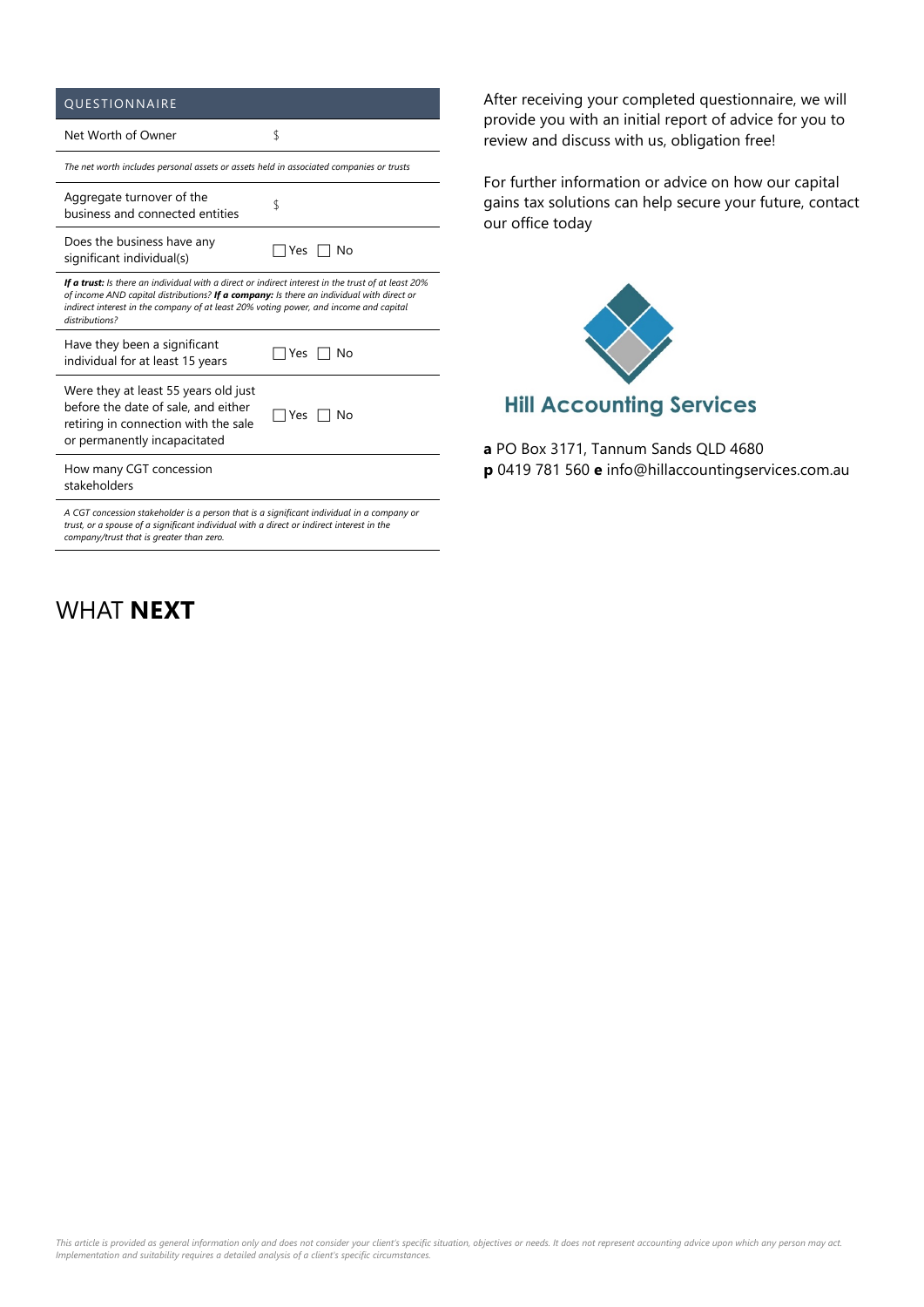| QUESTIONNAIRE | |
|---|---|
| Net Worth of Owner | $ |
| *The net worth includes personal assets or assets held in associated companies or trusts* | |
| Aggregate turnover of the business and connected entities | $ |
| Does the business have any significant individual(s) | ☐ Yes ☐ No |
| ***If a trust:*** *Is there an individual with a direct or indirect interest in the trust of at least 20% of income AND capital distributions?* ***If a company:*** *Is there an individual with direct or indirect interest in the company of at least 20% voting power, and income and capital distributions?* | |
| Have they been a significant individual for at least 15 years | ☐ Yes ☐ No |
| Were they at least 55 years old just before the date of sale, and either retiring in connection with the sale or permanently incapacitated | ☐ Yes ☐ No |
| How many CGT concession stakeholders | |
| *A CGT concession stakeholder is a person that is a significant individual in a company or trust, or a spouse of a significant individual with a direct or indirect interest in the company/trust that is greater than zero.* | |

# WHAT **NEXT**

After receiving your completed questionnaire, we will provide you with an initial report of advice for you to review and discuss with us, obligation free!

For further information or advice on how our capital gains tax solutions can help secure your future, contact our office today

**Hill Accounting Services**

**a** PO Box 3171, Tannum Sands QLD 4680
**p** 0419 781 560 **e** info@hillaccountingservices.com.au

*This article is provided as general information only and does not consider your client's specific situation, objectives or needs. It does not represent accounting advice upon which any person may act. Implementation and suitability requires a detailed analysis of a client's specific circumstances.*